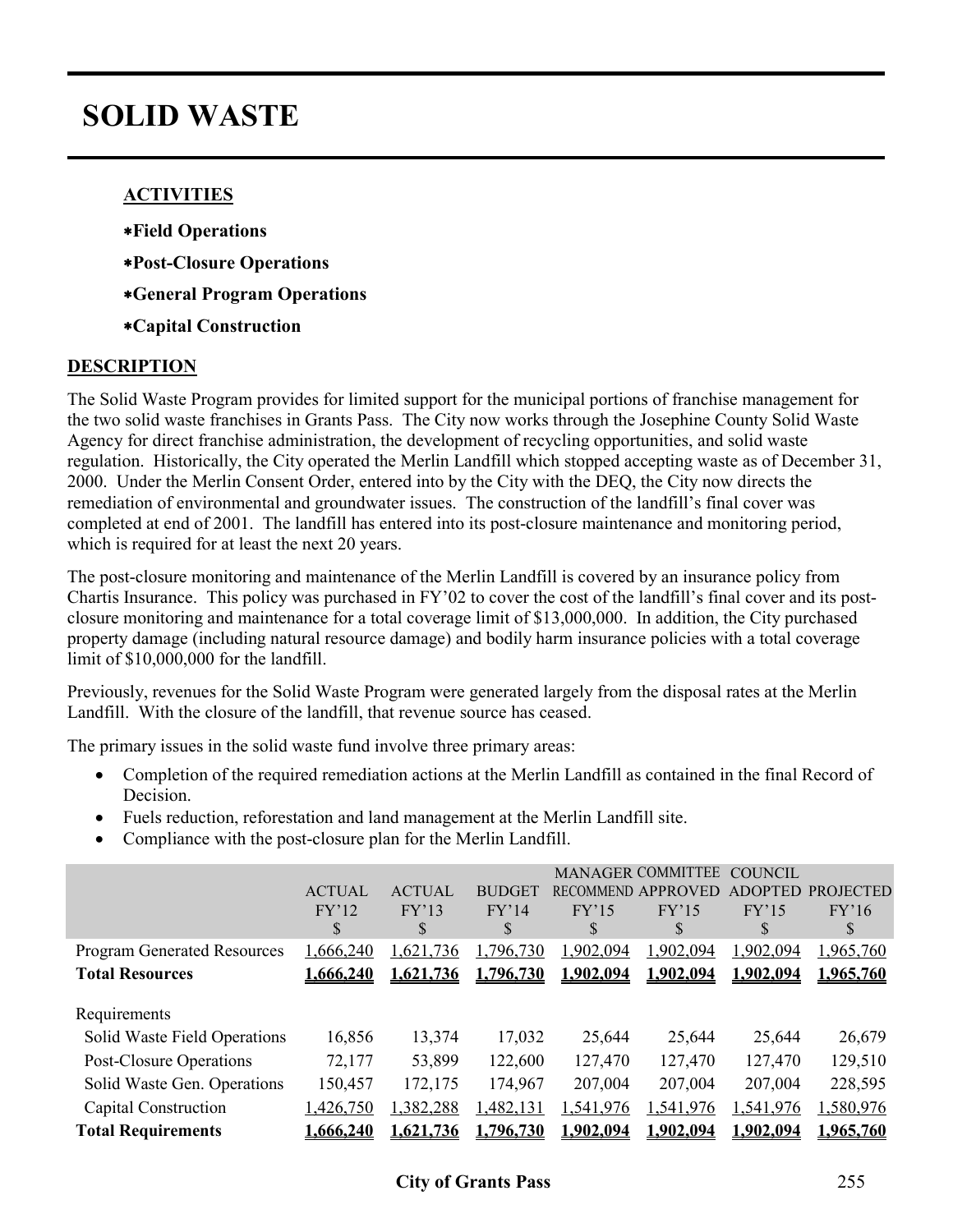# SOLID WASTE

**ACTIVITIES**

- **Field Operations**
- **Post-Closure Operations**
- **General Program Operations**
- **Capital Construction**

## DESCRIPTION

The Solid Waste Program provides for limited support for the municipal portions of franchise management for the two solid waste franchises in Grants Pass. The City now works through the Josephine County Solid Waste Agency for direct franchise administration, the development of recycling opportunities, and solid waste regulation. Historically, the City operated the Merlin Landfill which stopped accepting waste as of December 31, 2000. Under the Merlin Consent Order, entered into by the City with the DEQ, the City now directs the remediation of environmental and groundwater issues. The construction of the landfill's final cover was completed at end of 2001. The landfill has entered into its post-closure maintenance and monitoring period, which is required for at least the next 20 years.

The post-closure monitoring and maintenance of the Merlin Landfill is covered by an insurance policy from Chartis Insurance. This policy was purchased in FY'02 to cover the cost of the landfill's final cover and its post-closure monitoring and maintenance for a total coverage limit of $13,000,000. In addition, the City purchased property damage (including natural resource damage) and bodily harm insurance policies with a total coverage limit of $10,000,000 for the landfill.

Previously, revenues for the Solid Waste Program were generated largely from the disposal rates at the Merlin Landfill. With the closure of the landfill, that revenue source has ceased.

The primary issues in the solid waste fund involve three primary areas:

- Completion of the required remediation actions at the Merlin Landfill as contained in the final Record of Decision.
- Fuels reduction, reforestation and land management at the Merlin Landfill site.
- Compliance with the post-closure plan for the Merlin Landfill.

| | ACTUAL FY'12 $ | ACTUAL FY'13 $ | BUDGET FY'14 $ | MANAGER RECOMMEND FY'15 $ | COMMITTEE APPROVED FY'15 $ | COUNCIL ADOPTED FY'15 $ | PROJECTED FY'16 $ |
|---|---|---|---|---|---|---|---|
| Program Generated Resources | 1,666,240 | 1,621,736 | 1,796,730 | 1,902,094 | 1,902,094 | 1,902,094 | 1,965,760 |
| **Total Resources** | **1,666,240** | **1,621,736** | **1,796,730** | **1,902,094** | **1,902,094** | **1,902,094** | **1,965,760** |
| Requirements | | | | | | | |
| Solid Waste Field Operations | 16,856 | 13,374 | 17,032 | 25,644 | 25,644 | 25,644 | 26,679 |
| Post-Closure Operations | 72,177 | 53,899 | 122,600 | 127,470 | 127,470 | 127,470 | 129,510 |
| Solid Waste Gen. Operations | 150,457 | 172,175 | 174,967 | 207,004 | 207,004 | 207,004 | 228,595 |
| Capital Construction | 1,426,750 | 1,382,288 | 1,482,131 | 1,541,976 | 1,541,976 | 1,541,976 | 1,580,976 |
| **Total Requirements** | **1,666,240** | **1,621,736** | **1,796,730** | **1,902,094** | **1,902,094** | **1,902,094** | **1,965,760** |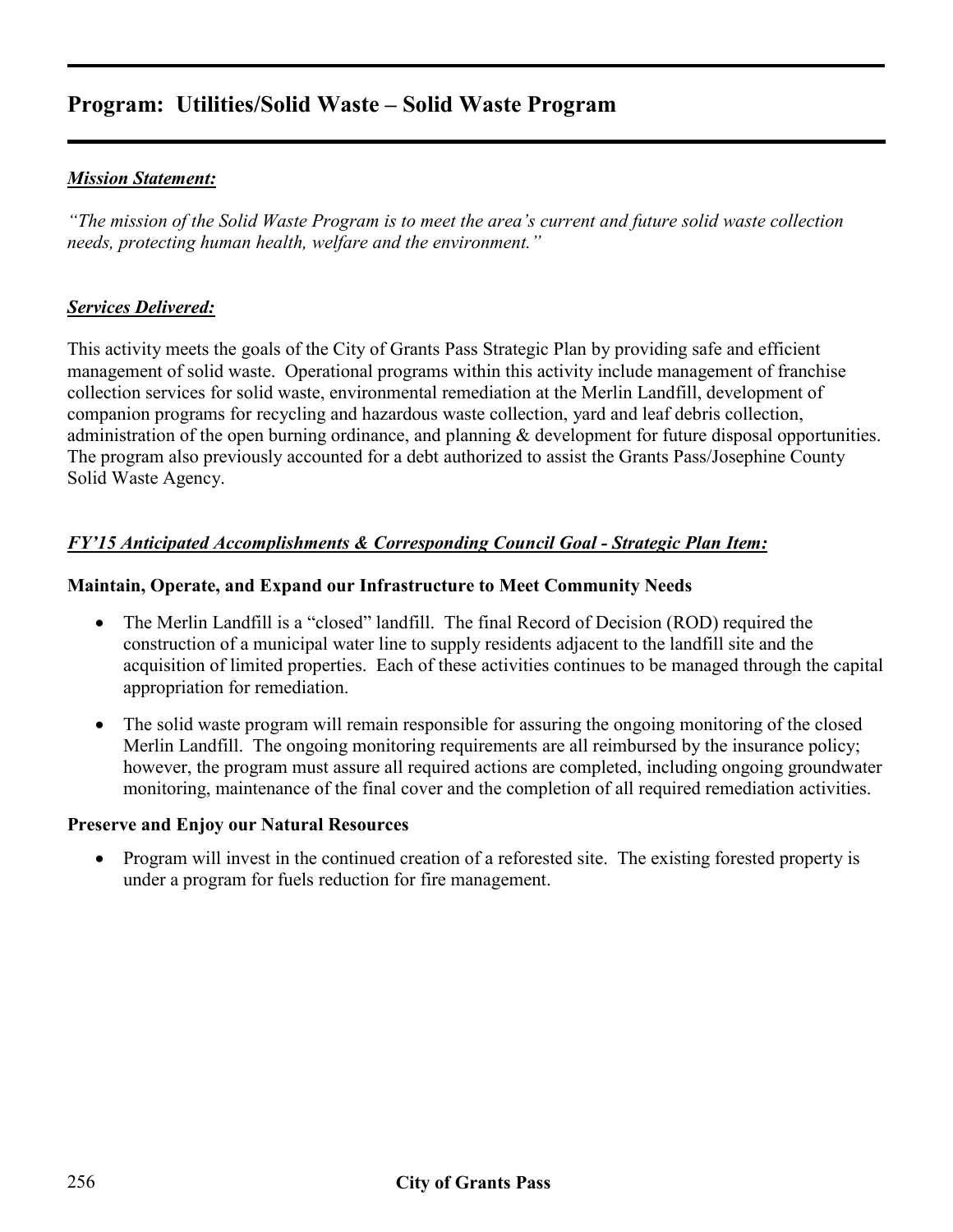## Program: Utilities/Solid Waste – Solid Waste Program

***Mission Statement:***

*"The mission of the Solid Waste Program is to meet the area's current and future solid waste collection needs, protecting human health, welfare and the environment."*

***Services Delivered:***

This activity meets the goals of the City of Grants Pass Strategic Plan by providing safe and efficient management of solid waste. Operational programs within this activity include management of franchise collection services for solid waste, environmental remediation at the Merlin Landfill, development of companion programs for recycling and hazardous waste collection, yard and leaf debris collection, administration of the open burning ordinance, and planning & development for future disposal opportunities. The program also previously accounted for a debt authorized to assist the Grants Pass/Josephine County Solid Waste Agency.

***FY'15 Anticipated Accomplishments & Corresponding Council Goal - Strategic Plan Item:***

**Maintain, Operate, and Expand our Infrastructure to Meet Community Needs**

- The Merlin Landfill is a "closed" landfill. The final Record of Decision (ROD) required the construction of a municipal water line to supply residents adjacent to the landfill site and the acquisition of limited properties. Each of these activities continues to be managed through the capital appropriation for remediation.
- The solid waste program will remain responsible for assuring the ongoing monitoring of the closed Merlin Landfill. The ongoing monitoring requirements are all reimbursed by the insurance policy; however, the program must assure all required actions are completed, including ongoing groundwater monitoring, maintenance of the final cover and the completion of all required remediation activities.

**Preserve and Enjoy our Natural Resources**

- Program will invest in the continued creation of a reforested site. The existing forested property is under a program for fuels reduction for fire management.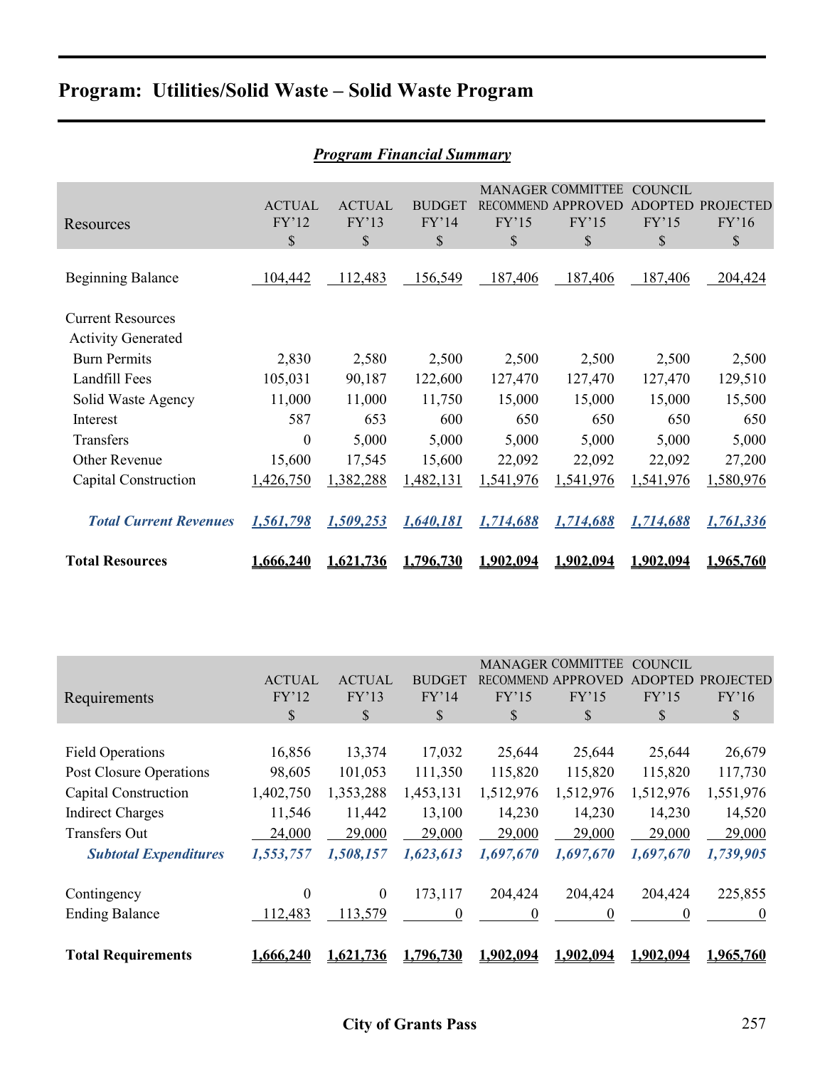# Program: Utilities/Solid Waste – Solid Waste Program

## *Program Financial Summary*

| Resources | ACTUAL FY'12 $ | ACTUAL FY'13 $ | BUDGET FY'14 $ | MANAGER RECOMMEND FY'15 $ | COMMITTEE APPROVED FY'15 $ | COUNCIL ADOPTED FY'15 $ | PROJECTED FY'16 $ |
|---|---|---|---|---|---|---|---|
| Beginning Balance | 104,442 | 112,483 | 156,549 | 187,406 | 187,406 | 187,406 | 204,424 |
| Current Resources | | | | | | | |
| Activity Generated | | | | | | | |
| Burn Permits | 2,830 | 2,580 | 2,500 | 2,500 | 2,500 | 2,500 | 2,500 |
| Landfill Fees | 105,031 | 90,187 | 122,600 | 127,470 | 127,470 | 127,470 | 129,510 |
| Solid Waste Agency | 11,000 | 11,000 | 11,750 | 15,000 | 15,000 | 15,000 | 15,500 |
| Interest | 587 | 653 | 600 | 650 | 650 | 650 | 650 |
| Transfers | 0 | 5,000 | 5,000 | 5,000 | 5,000 | 5,000 | 5,000 |
| Other Revenue | 15,600 | 17,545 | 15,600 | 22,092 | 22,092 | 22,092 | 27,200 |
| Capital Construction | 1,426,750 | 1,382,288 | 1,482,131 | 1,541,976 | 1,541,976 | 1,541,976 | 1,580,976 |
| ***Total Current Revenues*** | ***1,561,798*** | ***1,509,253*** | ***1,640,181*** | ***1,714,688*** | ***1,714,688*** | ***1,714,688*** | ***1,761,336*** |
| **Total Resources** | **1,666,240** | **1,621,736** | **1,796,730** | **1,902,094** | **1,902,094** | **1,902,094** | **1,965,760** |

| Requirements | ACTUAL FY'12 $ | ACTUAL FY'13 $ | BUDGET FY'14 $ | MANAGER RECOMMEND FY'15 $ | COMMITTEE APPROVED FY'15 $ | COUNCIL ADOPTED FY'15 $ | PROJECTED FY'16 $ |
|---|---|---|---|---|---|---|---|
| Field Operations | 16,856 | 13,374 | 17,032 | 25,644 | 25,644 | 25,644 | 26,679 |
| Post Closure Operations | 98,605 | 101,053 | 111,350 | 115,820 | 115,820 | 115,820 | 117,730 |
| Capital Construction | 1,402,750 | 1,353,288 | 1,453,131 | 1,512,976 | 1,512,976 | 1,512,976 | 1,551,976 |
| Indirect Charges | 11,546 | 11,442 | 13,100 | 14,230 | 14,230 | 14,230 | 14,520 |
| Transfers Out | 24,000 | 29,000 | 29,000 | 29,000 | 29,000 | 29,000 | 29,000 |
| ***Subtotal Expenditures*** | ***1,553,757*** | ***1,508,157*** | ***1,623,613*** | ***1,697,670*** | ***1,697,670*** | ***1,697,670*** | ***1,739,905*** |
| Contingency | 0 | 0 | 173,117 | 204,424 | 204,424 | 204,424 | 225,855 |
| Ending Balance | 112,483 | 113,579 | 0 | 0 | 0 | 0 | 0 |
| **Total Requirements** | **1,666,240** | **1,621,736** | **1,796,730** | **1,902,094** | **1,902,094** | **1,902,094** | **1,965,760** |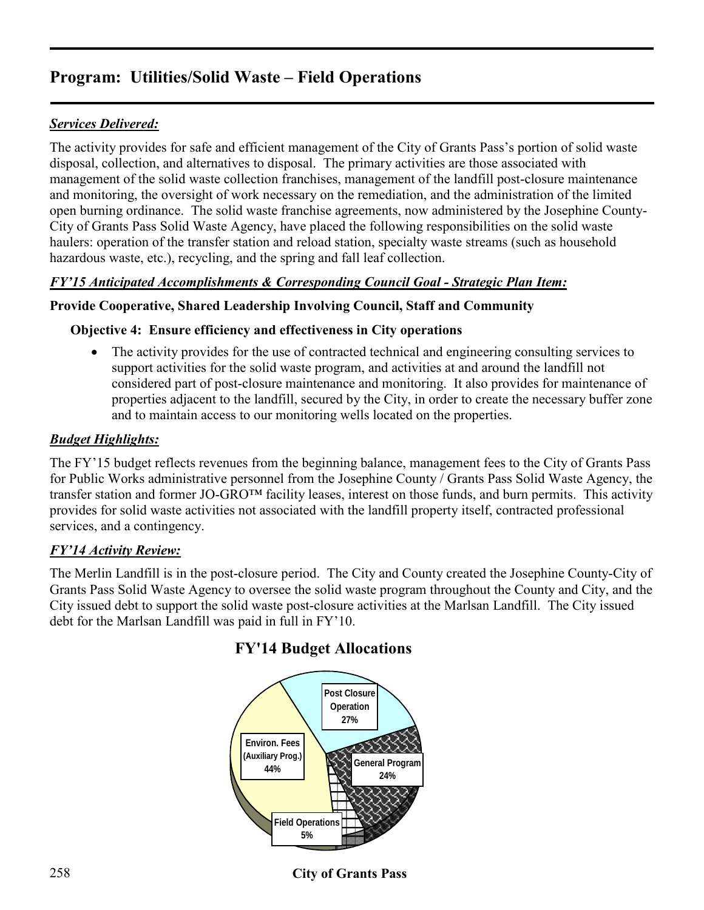## Program: Utilities/Solid Waste – Field Operations

***Services Delivered:***

The activity provides for safe and efficient management of the City of Grants Pass's portion of solid waste disposal, collection, and alternatives to disposal. The primary activities are those associated with management of the solid waste collection franchises, management of the landfill post-closure maintenance and monitoring, the oversight of work necessary on the remediation, and the administration of the limited open burning ordinance. The solid waste franchise agreements, now administered by the Josephine County-City of Grants Pass Solid Waste Agency, have placed the following responsibilities on the solid waste haulers: operation of the transfer station and reload station, specialty waste streams (such as household hazardous waste, etc.), recycling, and the spring and fall leaf collection.

***FY'15 Anticipated Accomplishments & Corresponding Council Goal - Strategic Plan Item:***

**Provide Cooperative, Shared Leadership Involving Council, Staff and Community**

**Objective 4: Ensure efficiency and effectiveness in City operations**

- The activity provides for the use of contracted technical and engineering consulting services to support activities for the solid waste program, and activities at and around the landfill not considered part of post-closure maintenance and monitoring. It also provides for maintenance of properties adjacent to the landfill, secured by the City, in order to create the necessary buffer zone and to maintain access to our monitoring wells located on the properties.

***Budget Highlights:***

The FY'15 budget reflects revenues from the beginning balance, management fees to the City of Grants Pass for Public Works administrative personnel from the Josephine County / Grants Pass Solid Waste Agency, the transfer station and former JO-GRO™ facility leases, interest on those funds, and burn permits. This activity provides for solid waste activities not associated with the landfill property itself, contracted professional services, and a contingency.

***FY'14 Activity Review:***

The Merlin Landfill is in the post-closure period. The City and County created the Josephine County-City of Grants Pass Solid Waste Agency to oversee the solid waste program throughout the County and City, and the City issued debt to support the solid waste post-closure activities at the Marlsan Landfill. The City issued debt for the Marlsan Landfill was paid in full in FY'10.

**FY'14 Budget Allocations**

| Category | Percent |
| --- | --- |
| Post Closure Operation | 27% |
| General Program | 24% |
| Field Operations | 5% |
| Environ. Fees (Auxiliary Prog.) | 44% |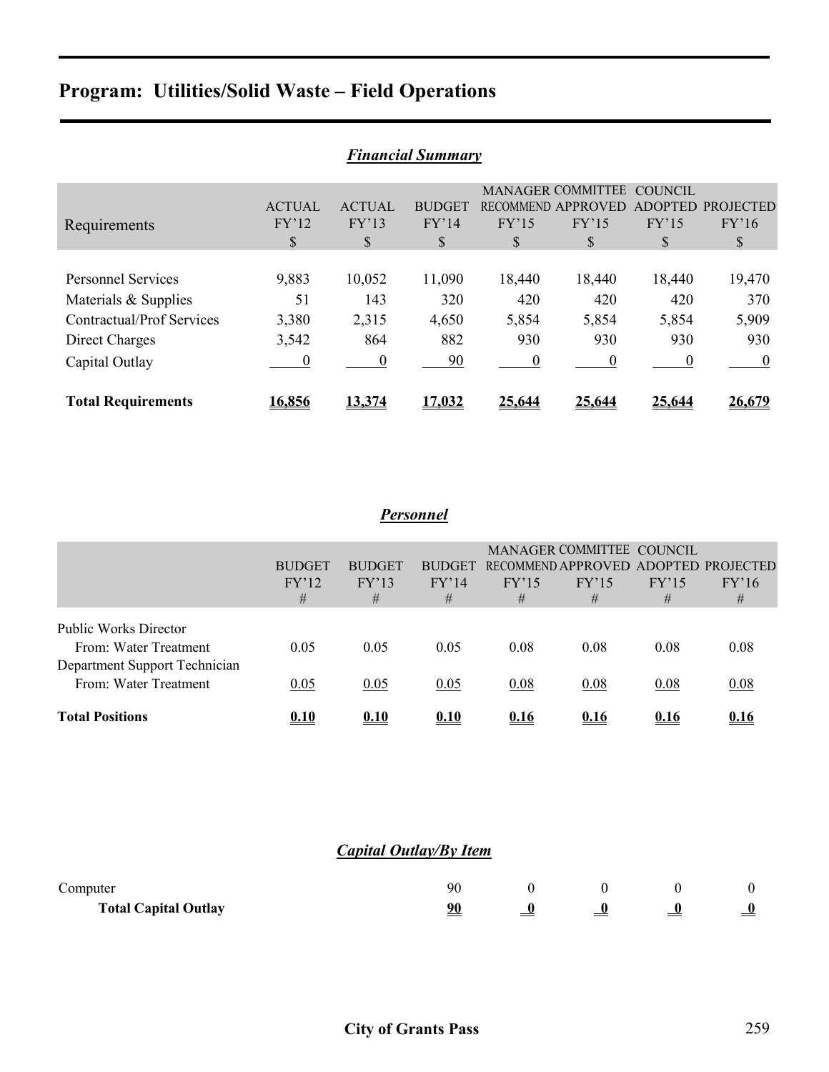# Program: Utilities/Solid Waste – Field Operations

## *Financial Summary*

| Requirements | ACTUAL FY'12 $ | ACTUAL FY'13 $ | BUDGET FY'14 $ | MANAGER RECOMMEND FY'15 $ | COMMITTEE APPROVED FY'15 $ | COUNCIL ADOPTED FY'15 $ | PROJECTED FY'16 $ |
|---|---|---|---|---|---|---|---|
| Personnel Services | 9,883 | 10,052 | 11,090 | 18,440 | 18,440 | 18,440 | 19,470 |
| Materials & Supplies | 51 | 143 | 320 | 420 | 420 | 420 | 370 |
| Contractual/Prof Services | 3,380 | 2,315 | 4,650 | 5,854 | 5,854 | 5,854 | 5,909 |
| Direct Charges | 3,542 | 864 | 882 | 930 | 930 | 930 | 930 |
| Capital Outlay | 0 | 0 | 90 | 0 | 0 | 0 | 0 |
| **Total Requirements** | **16,856** | **13,374** | **17,032** | **25,644** | **25,644** | **25,644** | **26,679** |

## *Personnel*

| | BUDGET FY'12 # | BUDGET FY'13 # | BUDGET FY'14 # | MANAGER RECOMMEND FY'15 # | COMMITTEE APPROVED FY'15 # | COUNCIL ADOPTED FY'15 # | PROJECTED FY'16 # |
|---|---|---|---|---|---|---|---|
| Public Works Director | | | | | | | |
| From: Water Treatment | 0.05 | 0.05 | 0.05 | 0.08 | 0.08 | 0.08 | 0.08 |
| Department Support Technician | | | | | | | |
| From: Water Treatment | 0.05 | 0.05 | 0.05 | 0.08 | 0.08 | 0.08 | 0.08 |
| **Total Positions** | **0.10** | **0.10** | **0.10** | **0.16** | **0.16** | **0.16** | **0.16** |

## *Capital Outlay/By Item*

| | BUDGET FY'14 | MANAGER RECOMMEND FY'15 | COMMITTEE APPROVED FY'15 | COUNCIL ADOPTED FY'15 | PROJECTED FY'16 |
|---|---|---|---|---|---|
| Computer | 90 | 0 | 0 | 0 | 0 |
| **Total Capital Outlay** | **90** | **0** | **0** | **0** | **0** |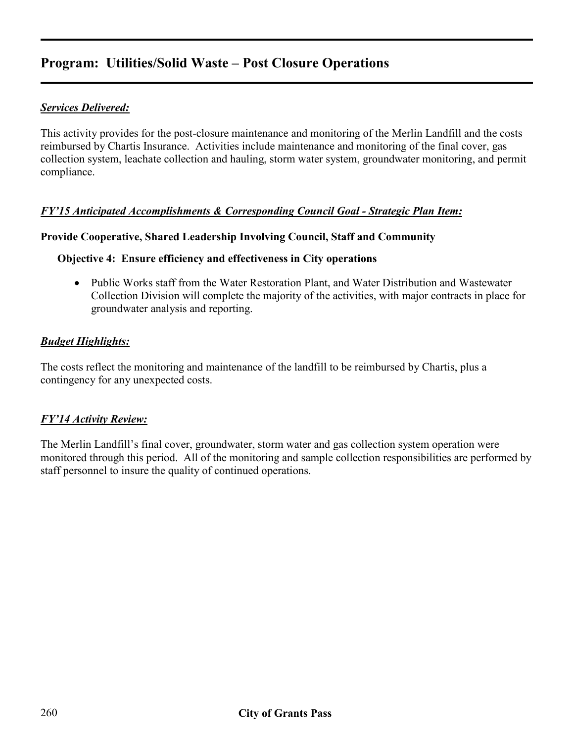# Program: Utilities/Solid Waste – Post Closure Operations

***Services Delivered:***

This activity provides for the post-closure maintenance and monitoring of the Merlin Landfill and the costs reimbursed by Chartis Insurance. Activities include maintenance and monitoring of the final cover, gas collection system, leachate collection and hauling, storm water system, groundwater monitoring, and permit compliance.

***FY'15 Anticipated Accomplishments & Corresponding Council Goal - Strategic Plan Item:***

**Provide Cooperative, Shared Leadership Involving Council, Staff and Community**

**Objective 4: Ensure efficiency and effectiveness in City operations**

- Public Works staff from the Water Restoration Plant, and Water Distribution and Wastewater Collection Division will complete the majority of the activities, with major contracts in place for groundwater analysis and reporting.

***Budget Highlights:***

The costs reflect the monitoring and maintenance of the landfill to be reimbursed by Chartis, plus a contingency for any unexpected costs.

***FY'14 Activity Review:***

The Merlin Landfill's final cover, groundwater, storm water and gas collection system operation were monitored through this period. All of the monitoring and sample collection responsibilities are performed by staff personnel to insure the quality of continued operations.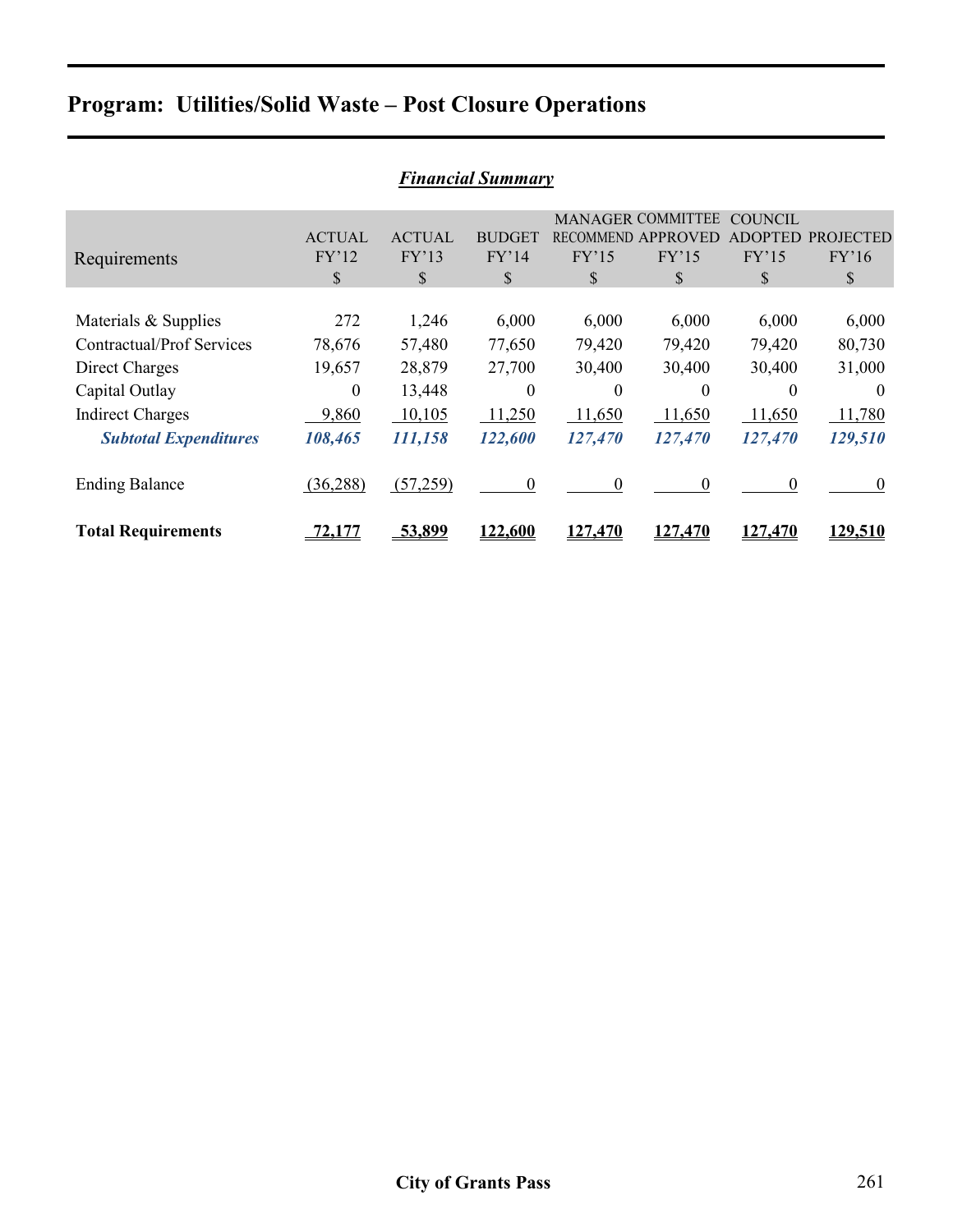# Program: Utilities/Solid Waste – Post Closure Operations

## *Financial Summary*

| Requirements | ACTUAL FY'12 $ | ACTUAL FY'13 $ | BUDGET FY'14 $ | MANAGER RECOMMEND FY'15 $ | COMMITTEE APPROVED FY'15 $ | COUNCIL ADOPTED FY'15 $ | PROJECTED FY'16 $ |
|---|---|---|---|---|---|---|---|
| Materials & Supplies | 272 | 1,246 | 6,000 | 6,000 | 6,000 | 6,000 | 6,000 |
| Contractual/Prof Services | 78,676 | 57,480 | 77,650 | 79,420 | 79,420 | 79,420 | 80,730 |
| Direct Charges | 19,657 | 28,879 | 27,700 | 30,400 | 30,400 | 30,400 | 31,000 |
| Capital Outlay | 0 | 13,448 | 0 | 0 | 0 | 0 | 0 |
| Indirect Charges | 9,860 | 10,105 | 11,250 | 11,650 | 11,650 | 11,650 | 11,780 |
| ***Subtotal Expenditures*** | ***108,465*** | ***111,158*** | ***122,600*** | ***127,470*** | ***127,470*** | ***127,470*** | ***129,510*** |
| Ending Balance | (36,288) | (57,259) | 0 | 0 | 0 | 0 | 0 |
| **Total Requirements** | **72,177** | **53,899** | **122,600** | **127,470** | **127,470** | **127,470** | **129,510** |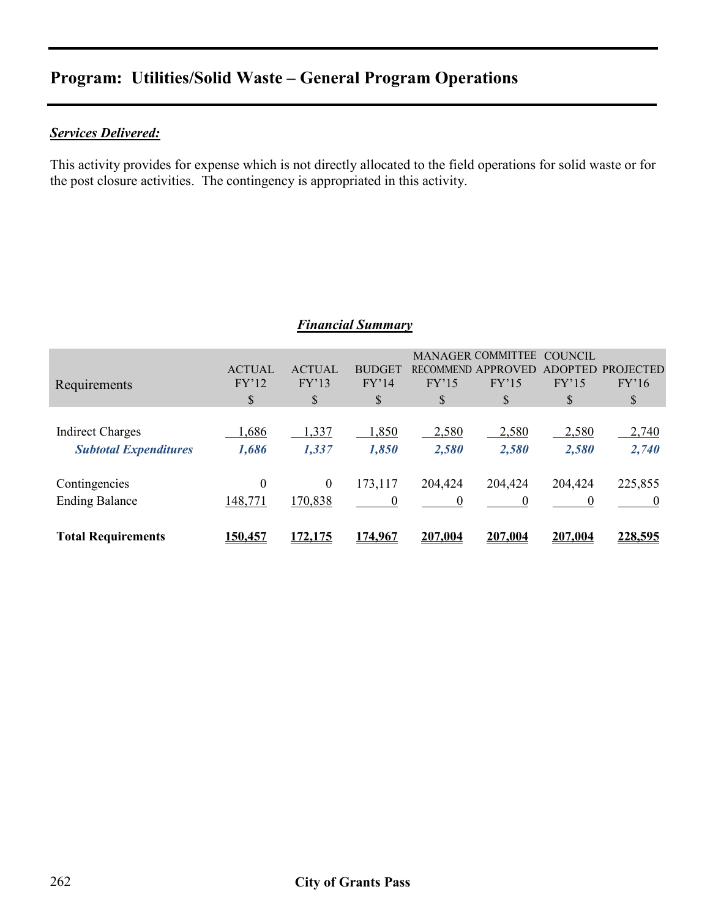## Program: Utilities/Solid Waste – General Program Operations

***Services Delivered:***

This activity provides for expense which is not directly allocated to the field operations for solid waste or for the post closure activities. The contingency is appropriated in this activity.

***Financial Summary***

| Requirements | ACTUAL FY'12 $ | ACTUAL FY'13 $ | BUDGET FY'14 $ | MANAGER RECOMMEND FY'15 $ | COMMITTEE APPROVED FY'15 $ | COUNCIL ADOPTED FY'15 $ | PROJECTED FY'16 $ |
|---|---|---|---|---|---|---|---|
| Indirect Charges | 1,686 | 1,337 | 1,850 | 2,580 | 2,580 | 2,580 | 2,740 |
| ***Subtotal Expenditures*** | ***1,686*** | ***1,337*** | ***1,850*** | ***2,580*** | ***2,580*** | ***2,580*** | ***2,740*** |
| Contingencies | 0 | 0 | 173,117 | 204,424 | 204,424 | 204,424 | 225,855 |
| Ending Balance | 148,771 | 170,838 | 0 | 0 | 0 | 0 | 0 |
| **Total Requirements** | **150,457** | **172,175** | **174,967** | **207,004** | **207,004** | **207,004** | **228,595** |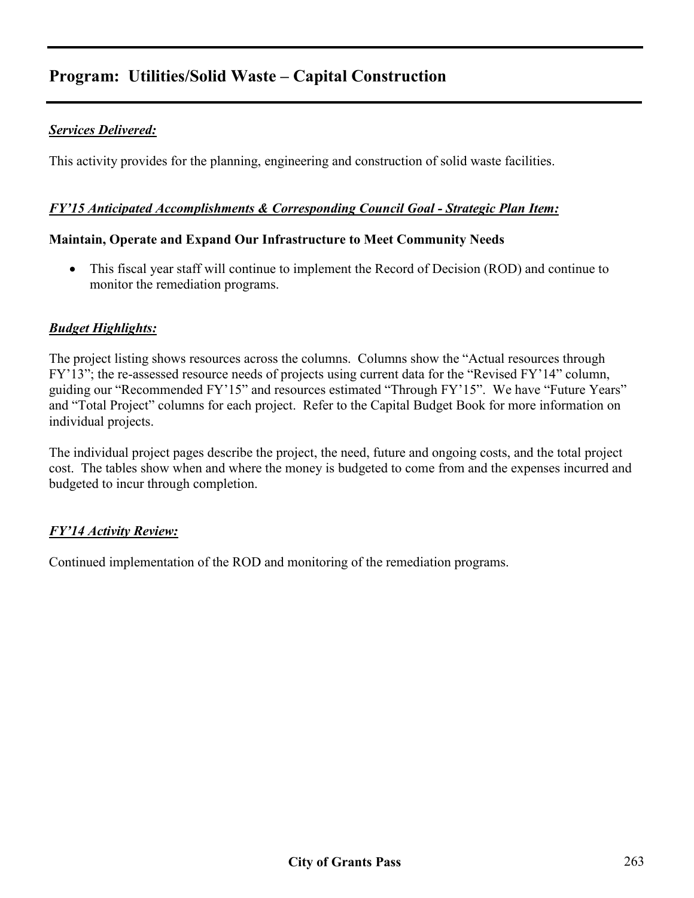## Program: Utilities/Solid Waste – Capital Construction

***Services Delivered:***

This activity provides for the planning, engineering and construction of solid waste facilities.

***FY'15 Anticipated Accomplishments & Corresponding Council Goal - Strategic Plan Item:***

**Maintain, Operate and Expand Our Infrastructure to Meet Community Needs**

- This fiscal year staff will continue to implement the Record of Decision (ROD) and continue to monitor the remediation programs.

***Budget Highlights:***

The project listing shows resources across the columns. Columns show the "Actual resources through FY'13"; the re-assessed resource needs of projects using current data for the "Revised FY'14" column, guiding our "Recommended FY'15" and resources estimated "Through FY'15". We have "Future Years" and "Total Project" columns for each project. Refer to the Capital Budget Book for more information on individual projects.

The individual project pages describe the project, the need, future and ongoing costs, and the total project cost. The tables show when and where the money is budgeted to come from and the expenses incurred and budgeted to incur through completion.

***FY'14 Activity Review:***

Continued implementation of the ROD and monitoring of the remediation programs.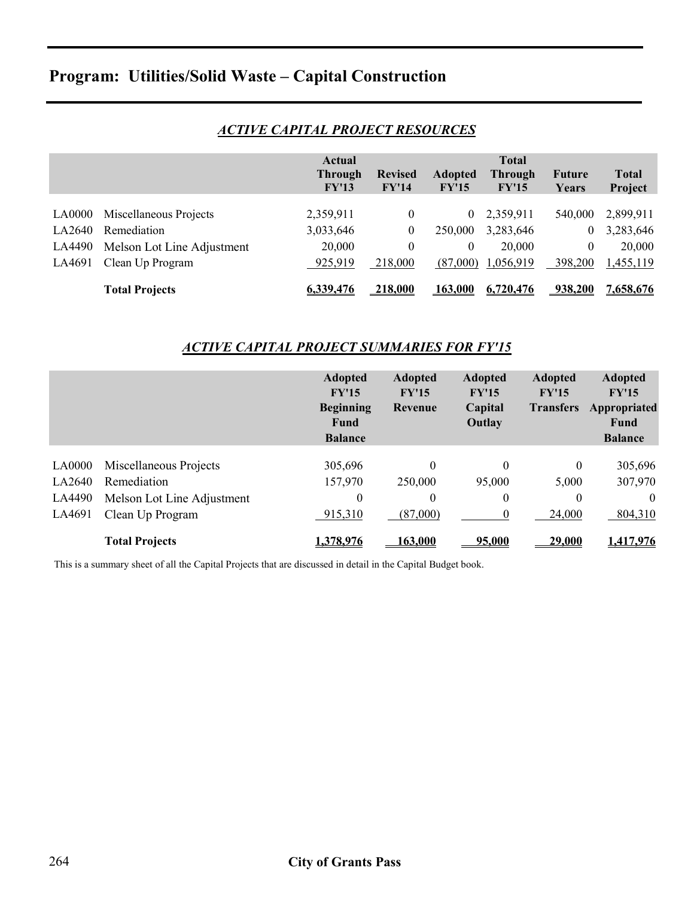# Program: Utilities/Solid Waste – Capital Construction

## *ACTIVE CAPITAL PROJECT RESOURCES*

| | | Actual Through FY'13 | Revised FY'14 | Adopted FY'15 | Total Through FY'15 | Future Years | Total Project |
|---|---|---|---|---|---|---|---|
| LA0000 | Miscellaneous Projects | 2,359,911 | 0 | 0 | 2,359,911 | 540,000 | 2,899,911 |
| LA2640 | Remediation | 3,033,646 | 0 | 250,000 | 3,283,646 | 0 | 3,283,646 |
| LA4490 | Melson Lot Line Adjustment | 20,000 | 0 | 0 | 20,000 | 0 | 20,000 |
| LA4691 | Clean Up Program | 925,919 | 218,000 | (87,000) | 1,056,919 | 398,200 | 1,455,119 |
| | **Total Projects** | **6,339,476** | **218,000** | **163,000** | **6,720,476** | **938,200** | **7,658,676** |

## *ACTIVE CAPITAL PROJECT SUMMARIES FOR FY'15*

| | | Adopted FY'15 Beginning Fund Balance | Adopted FY'15 Revenue | Adopted FY'15 Capital Outlay | Adopted FY'15 Transfers | Adopted FY'15 Appropriated Fund Balance |
|---|---|---|---|---|---|---|
| LA0000 | Miscellaneous Projects | 305,696 | 0 | 0 | 0 | 305,696 |
| LA2640 | Remediation | 157,970 | 250,000 | 95,000 | 5,000 | 307,970 |
| LA4490 | Melson Lot Line Adjustment | 0 | 0 | 0 | 0 | 0 |
| LA4691 | Clean Up Program | 915,310 | (87,000) | 0 | 24,000 | 804,310 |
| | **Total Projects** | **1,378,976** | **163,000** | **95,000** | **29,000** | **1,417,976** |

This is a summary sheet of all the Capital Projects that are discussed in detail in the Capital Budget book.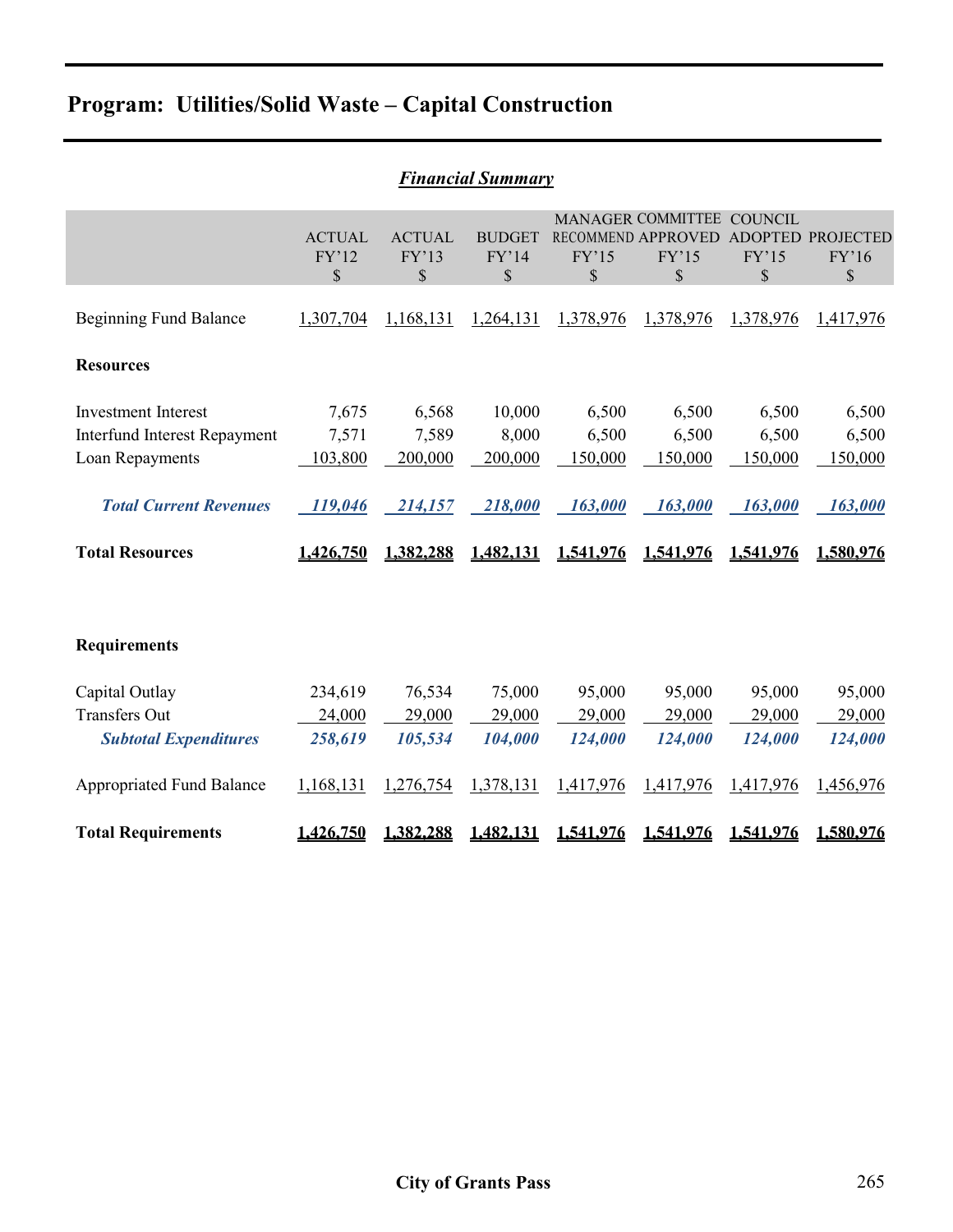## Program: Utilities/Solid Waste – Capital Construction

### *Financial Summary*

| | ACTUAL FY'12 $ | ACTUAL FY'13 $ | BUDGET FY'14 $ | MANAGER RECOMMEND FY'15 $ | COMMITTEE APPROVED FY'15 $ | COUNCIL ADOPTED FY'15 $ | PROJECTED FY'16 $ |
|---|---|---|---|---|---|---|---|
| Beginning Fund Balance | 1,307,704 | 1,168,131 | 1,264,131 | 1,378,976 | 1,378,976 | 1,378,976 | 1,417,976 |
| **Resources** | | | | | | | |
| Investment Interest | 7,675 | 6,568 | 10,000 | 6,500 | 6,500 | 6,500 | 6,500 |
| Interfund Interest Repayment | 7,571 | 7,589 | 8,000 | 6,500 | 6,500 | 6,500 | 6,500 |
| Loan Repayments | 103,800 | 200,000 | 200,000 | 150,000 | 150,000 | 150,000 | 150,000 |
| ***Total Current Revenues*** | ***119,046*** | ***214,157*** | ***218,000*** | ***163,000*** | ***163,000*** | ***163,000*** | ***163,000*** |
| **Total Resources** | **1,426,750** | **1,382,288** | **1,482,131** | **1,541,976** | **1,541,976** | **1,541,976** | **1,580,976** |
| **Requirements** | | | | | | | |
| Capital Outlay | 234,619 | 76,534 | 75,000 | 95,000 | 95,000 | 95,000 | 95,000 |
| Transfers Out | 24,000 | 29,000 | 29,000 | 29,000 | 29,000 | 29,000 | 29,000 |
| ***Subtotal Expenditures*** | ***258,619*** | ***105,534*** | ***104,000*** | ***124,000*** | ***124,000*** | ***124,000*** | ***124,000*** |
| Appropriated Fund Balance | 1,168,131 | 1,276,754 | 1,378,131 | 1,417,976 | 1,417,976 | 1,417,976 | 1,456,976 |
| **Total Requirements** | **1,426,750** | **1,382,288** | **1,482,131** | **1,541,976** | **1,541,976** | **1,541,976** | **1,580,976** |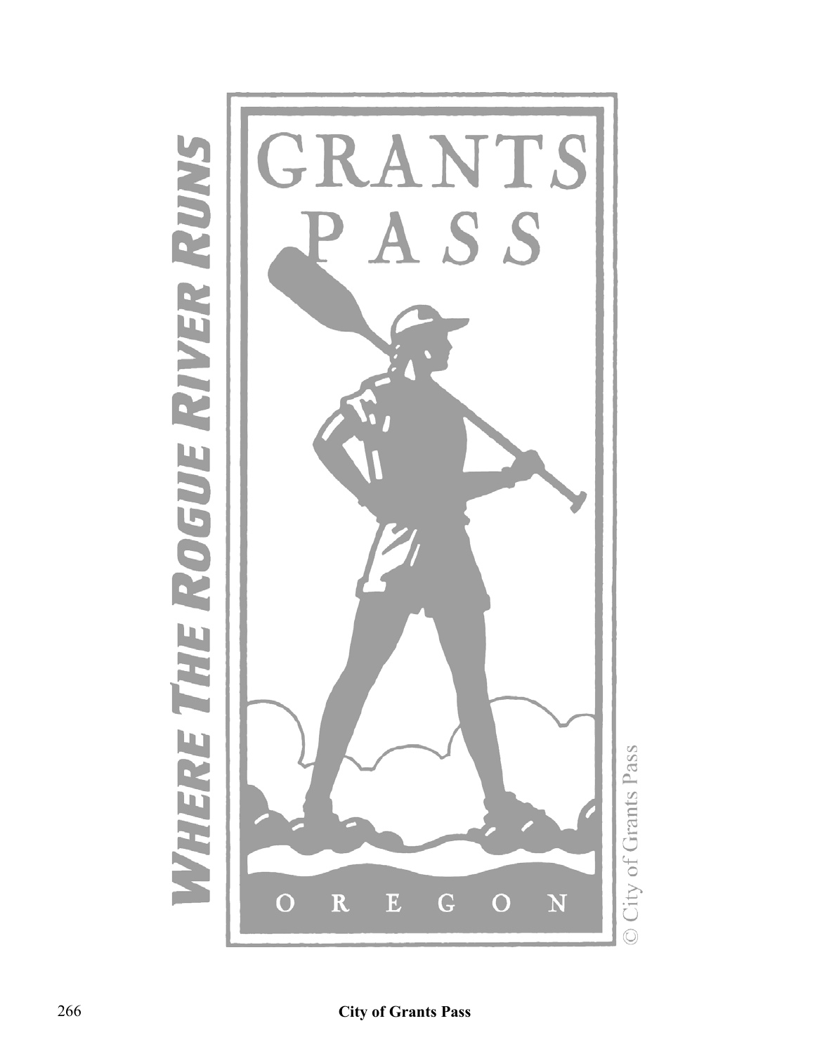WHERE THE ROGUE RIVER RUNS

GRANTS PASS

OREGON

© City of Grants Pass